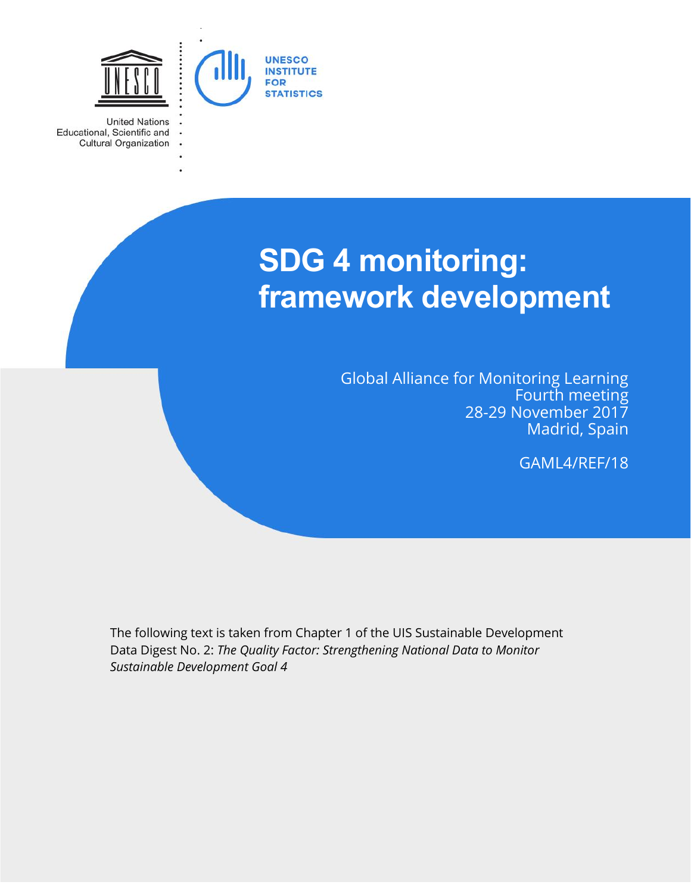United Nations
Educational, Scientific and
Cultural Organization

UNESCO
INSTITUTE
FOR
STATISTICS

# SDG 4 monitoring: framework development

Global Alliance for Monitoring Learning
Fourth meeting
28-29 November 2017
Madrid, Spain

GAML4/REF/18

The following text is taken from Chapter 1 of the UIS Sustainable Development Data Digest No. 2: *The Quality Factor: Strengthening National Data to Monitor Sustainable Development Goal 4*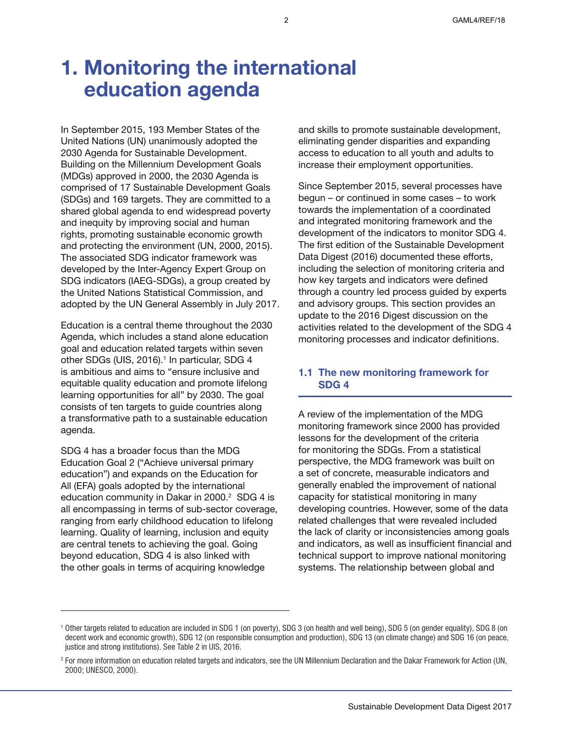# 1. Monitoring the international education agenda

In September 2015, 193 Member States of the United Nations (UN) unanimously adopted the 2030 Agenda for Sustainable Development. Building on the Millennium Development Goals (MDGs) approved in 2000, the 2030 Agenda is comprised of 17 Sustainable Development Goals (SDGs) and 169 targets. They are committed to a shared global agenda to end widespread poverty and inequity by improving social and human rights, promoting sustainable economic growth and protecting the environment (UN, 2000, 2015). The associated SDG indicator framework was developed by the Inter-Agency Expert Group on SDG indicators (IAEG-SDGs), a group created by the United Nations Statistical Commission, and adopted by the UN General Assembly in July 2017.

Education is a central theme throughout the 2030 Agenda, which includes a stand alone education goal and education related targets within seven other SDGs (UIS, 2016).[1] In particular, SDG 4 is ambitious and aims to "ensure inclusive and equitable quality education and promote lifelong learning opportunities for all" by 2030. The goal consists of ten targets to guide countries along a transformative path to a sustainable education agenda.

SDG 4 has a broader focus than the MDG Education Goal 2 ("Achieve universal primary education") and expands on the Education for All (EFA) goals adopted by the international education community in Dakar in 2000.[2] SDG 4 is all encompassing in terms of sub-sector coverage, ranging from early childhood education to lifelong learning. Quality of learning, inclusion and equity are central tenets to achieving the goal. Going beyond education, SDG 4 is also linked with the other goals in terms of acquiring knowledge and skills to promote sustainable development, eliminating gender disparities and expanding access to education to all youth and adults to increase their employment opportunities.

Since September 2015, several processes have begun – or continued in some cases – to work towards the implementation of a coordinated and integrated monitoring framework and the development of the indicators to monitor SDG 4. The first edition of the Sustainable Development Data Digest (2016) documented these efforts, including the selection of monitoring criteria and how key targets and indicators were defined through a country led process guided by experts and advisory groups. This section provides an update to the 2016 Digest discussion on the activities related to the development of the SDG 4 monitoring processes and indicator definitions.

## 1.1 The new monitoring framework for SDG 4

A review of the implementation of the MDG monitoring framework since 2000 has provided lessons for the development of the criteria for monitoring the SDGs. From a statistical perspective, the MDG framework was built on a set of concrete, measurable indicators and generally enabled the improvement of national capacity for statistical monitoring in many developing countries. However, some of the data related challenges that were revealed included the lack of clarity or inconsistencies among goals and indicators, as well as insufficient financial and technical support to improve national monitoring systems. The relationship between global and

---

[1] Other targets related to education are included in SDG 1 (on poverty), SDG 3 (on health and well being), SDG 5 (on gender equality), SDG 8 (on decent work and economic growth), SDG 12 (on responsible consumption and production), SDG 13 (on climate change) and SDG 16 (on peace, justice and strong institutions). See Table 2 in UIS, 2016.

[2] For more information on education related targets and indicators, see the UN Millennium Declaration and the Dakar Framework for Action (UN, 2000; UNESCO, 2000).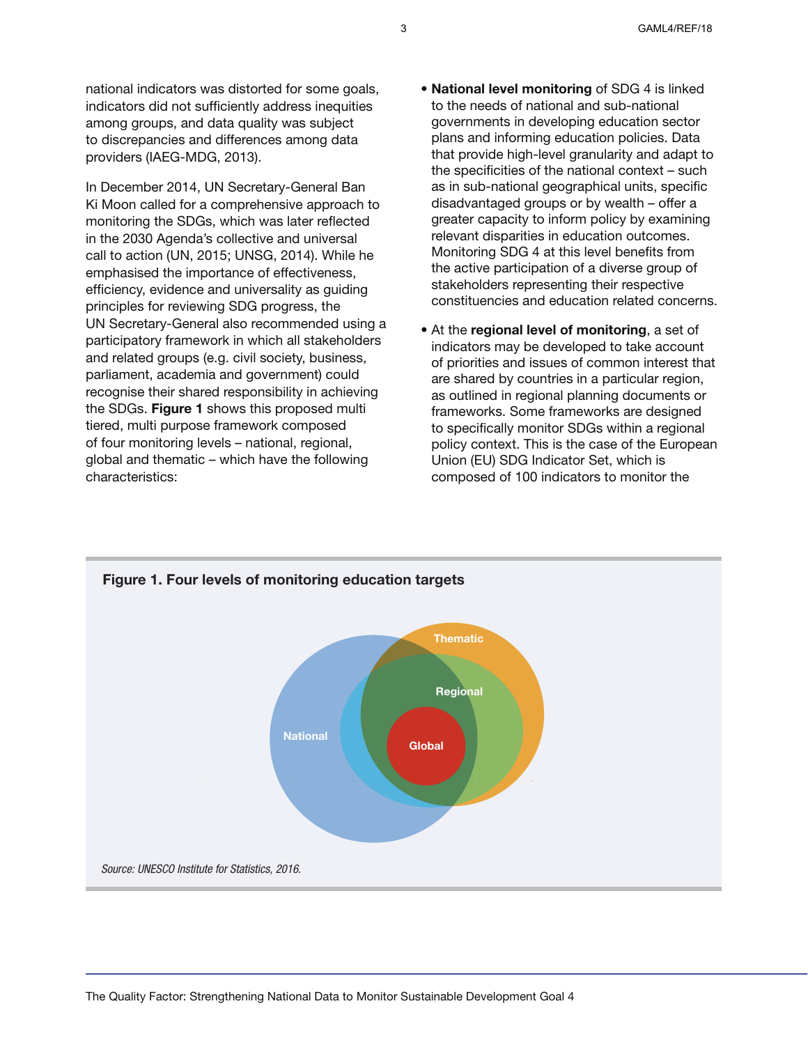national indicators was distorted for some goals, indicators did not sufficiently address inequities among groups, and data quality was subject to discrepancies and differences among data providers (IAEG-MDG, 2013).

In December 2014, UN Secretary-General Ban Ki Moon called for a comprehensive approach to monitoring the SDGs, which was later reflected in the 2030 Agenda's collective and universal call to action (UN, 2015; UNSG, 2014). While he emphasised the importance of effectiveness, efficiency, evidence and universality as guiding principles for reviewing SDG progress, the UN Secretary-General also recommended using a participatory framework in which all stakeholders and related groups (e.g. civil society, business, parliament, academia and government) could recognise their shared responsibility in achieving the SDGs. **Figure 1** shows this proposed multi tiered, multi purpose framework composed of four monitoring levels – national, regional, global and thematic – which have the following characteristics:

- **National level monitoring** of SDG 4 is linked to the needs of national and sub-national governments in developing education sector plans and informing education policies. Data that provide high-level granularity and adapt to the specificities of the national context – such as in sub-national geographical units, specific disadvantaged groups or by wealth – offer a greater capacity to inform policy by examining relevant disparities in education outcomes. Monitoring SDG 4 at this level benefits from the active participation of a diverse group of stakeholders representing their respective constituencies and education related concerns.
- At the **regional level of monitoring**, a set of indicators may be developed to take account of priorities and issues of common interest that are shared by countries in a particular region, as outlined in regional planning documents or frameworks. Some frameworks are designed to specifically monitor SDGs within a regional policy context. This is the case of the European Union (EU) SDG Indicator Set, which is composed of 100 indicators to monitor the

**Figure 1. Four levels of monitoring education targets**

*Source: UNESCO Institute for Statistics, 2016.*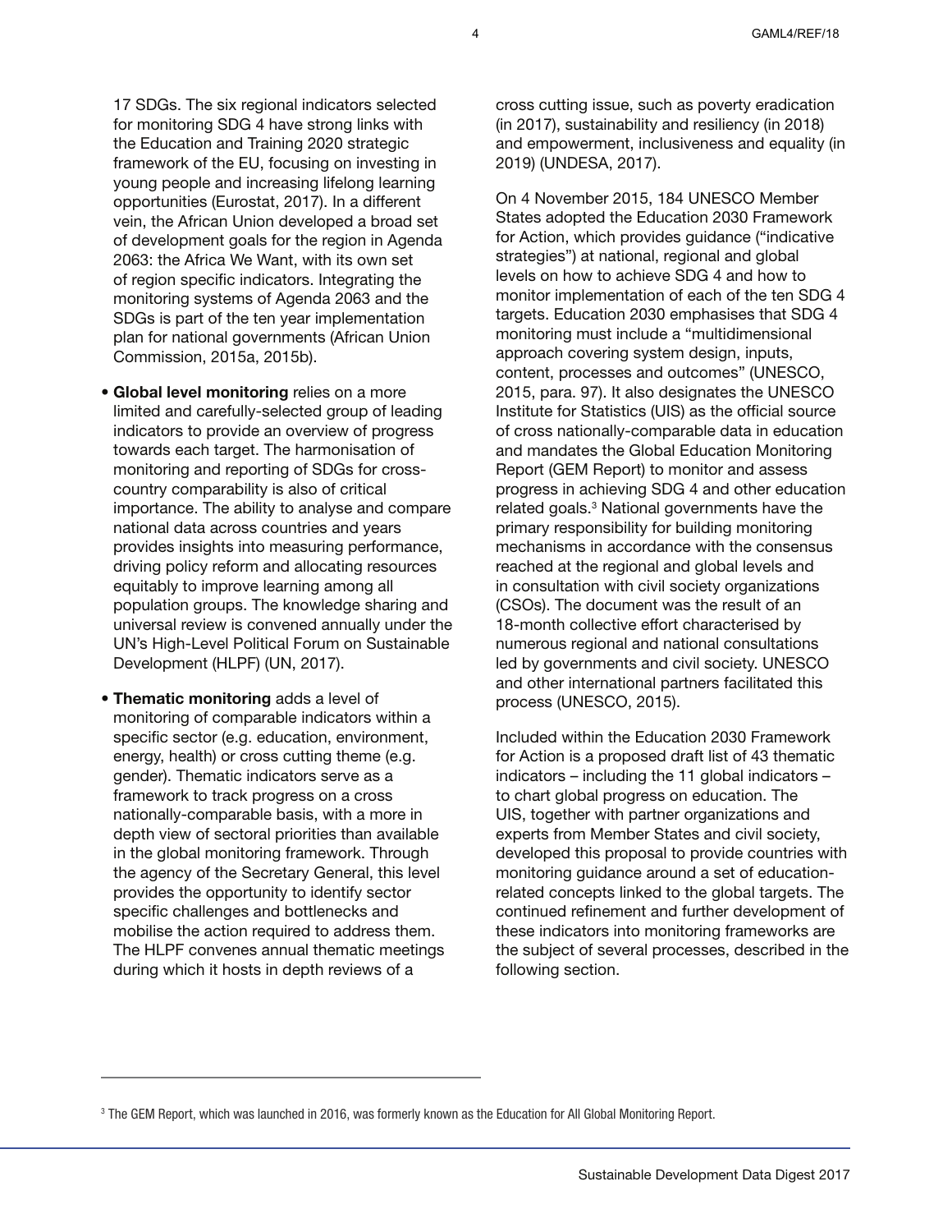17 SDGs. The six regional indicators selected for monitoring SDG 4 have strong links with the Education and Training 2020 strategic framework of the EU, focusing on investing in young people and increasing lifelong learning opportunities (Eurostat, 2017). In a different vein, the African Union developed a broad set of development goals for the region in Agenda 2063: the Africa We Want, with its own set of region specific indicators. Integrating the monitoring systems of Agenda 2063 and the SDGs is part of the ten year implementation plan for national governments (African Union Commission, 2015a, 2015b).

- **Global level monitoring** relies on a more limited and carefully-selected group of leading indicators to provide an overview of progress towards each target. The harmonisation of monitoring and reporting of SDGs for cross-country comparability is also of critical importance. The ability to analyse and compare national data across countries and years provides insights into measuring performance, driving policy reform and allocating resources equitably to improve learning among all population groups. The knowledge sharing and universal review is convened annually under the UN's High-Level Political Forum on Sustainable Development (HLPF) (UN, 2017).
- **Thematic monitoring** adds a level of monitoring of comparable indicators within a specific sector (e.g. education, environment, energy, health) or cross cutting theme (e.g. gender). Thematic indicators serve as a framework to track progress on a cross nationally-comparable basis, with a more in depth view of sectoral priorities than available in the global monitoring framework. Through the agency of the Secretary General, this level provides the opportunity to identify sector specific challenges and bottlenecks and mobilise the action required to address them. The HLPF convenes annual thematic meetings during which it hosts in depth reviews of a cross cutting issue, such as poverty eradication (in 2017), sustainability and resiliency (in 2018) and empowerment, inclusiveness and equality (in 2019) (UNDESA, 2017).

On 4 November 2015, 184 UNESCO Member States adopted the Education 2030 Framework for Action, which provides guidance ("indicative strategies") at national, regional and global levels on how to achieve SDG 4 and how to monitor implementation of each of the ten SDG 4 targets. Education 2030 emphasises that SDG 4 monitoring must include a "multidimensional approach covering system design, inputs, content, processes and outcomes" (UNESCO, 2015, para. 97). It also designates the UNESCO Institute for Statistics (UIS) as the official source of cross nationally-comparable data in education and mandates the Global Education Monitoring Report (GEM Report) to monitor and assess progress in achieving SDG 4 and other education related goals.[3] National governments have the primary responsibility for building monitoring mechanisms in accordance with the consensus reached at the regional and global levels and in consultation with civil society organizations (CSOs). The document was the result of an 18-month collective effort characterised by numerous regional and national consultations led by governments and civil society. UNESCO and other international partners facilitated this process (UNESCO, 2015).

Included within the Education 2030 Framework for Action is a proposed draft list of 43 thematic indicators – including the 11 global indicators – to chart global progress on education. The UIS, together with partner organizations and experts from Member States and civil society, developed this proposal to provide countries with monitoring guidance around a set of education-related concepts linked to the global targets. The continued refinement and further development of these indicators into monitoring frameworks are the subject of several processes, described in the following section.

[3] The GEM Report, which was launched in 2016, was formerly known as the Education for All Global Monitoring Report.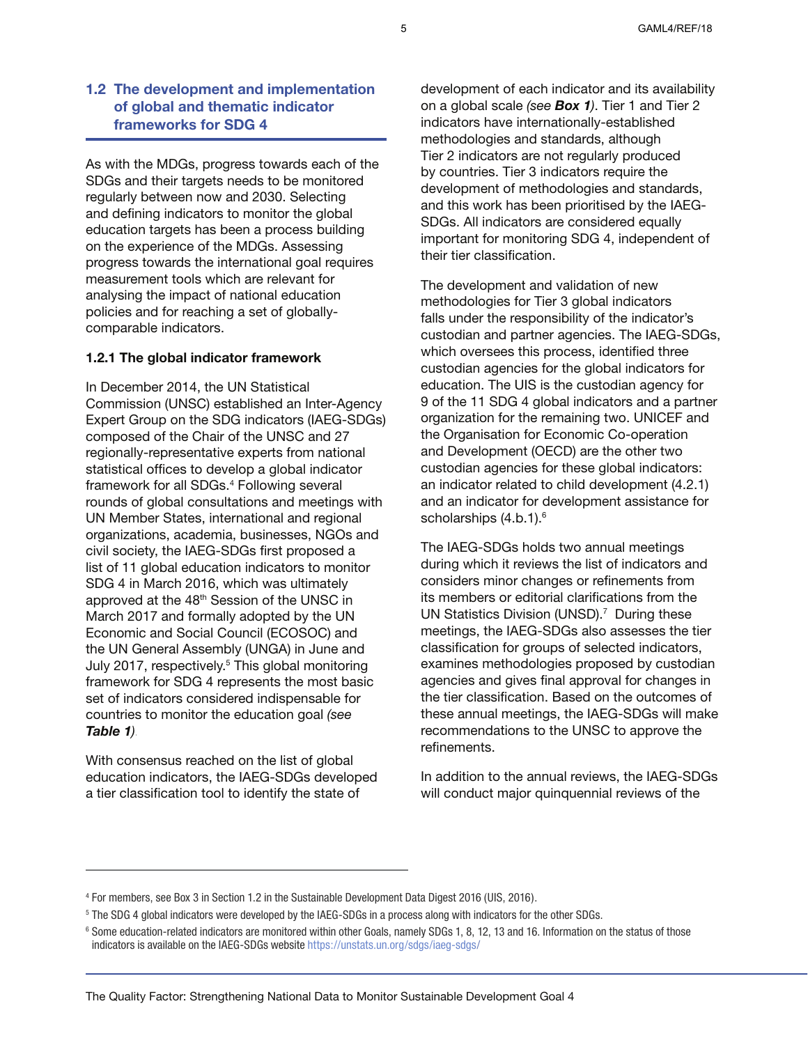## 1.2 The development and implementation of global and thematic indicator frameworks for SDG 4

As with the MDGs, progress towards each of the SDGs and their targets needs to be monitored regularly between now and 2030. Selecting and defining indicators to monitor the global education targets has been a process building on the experience of the MDGs. Assessing progress towards the international goal requires measurement tools which are relevant for analysing the impact of national education policies and for reaching a set of globally-comparable indicators.

### 1.2.1 The global indicator framework

In December 2014, the UN Statistical Commission (UNSC) established an Inter-Agency Expert Group on the SDG indicators (IAEG-SDGs) composed of the Chair of the UNSC and 27 regionally-representative experts from national statistical offices to develop a global indicator framework for all SDGs.[4] Following several rounds of global consultations and meetings with UN Member States, international and regional organizations, academia, businesses, NGOs and civil society, the IAEG-SDGs first proposed a list of 11 global education indicators to monitor SDG 4 in March 2016, which was ultimately approved at the 48th Session of the UNSC in March 2017 and formally adopted by the UN Economic and Social Council (ECOSOC) and the UN General Assembly (UNGA) in June and July 2017, respectively.[5] This global monitoring framework for SDG 4 represents the most basic set of indicators considered indispensable for countries to monitor the education goal *(see **Table 1**)*.

With consensus reached on the list of global education indicators, the IAEG-SDGs developed a tier classification tool to identify the state of development of each indicator and its availability on a global scale *(see **Box 1**)*. Tier 1 and Tier 2 indicators have internationally-established methodologies and standards, although Tier 2 indicators are not regularly produced by countries. Tier 3 indicators require the development of methodologies and standards, and this work has been prioritised by the IAEG-SDGs. All indicators are considered equally important for monitoring SDG 4, independent of their tier classification.

The development and validation of new methodologies for Tier 3 global indicators falls under the responsibility of the indicator's custodian and partner agencies. The IAEG-SDGs, which oversees this process, identified three custodian agencies for the global indicators for education. The UIS is the custodian agency for 9 of the 11 SDG 4 global indicators and a partner organization for the remaining two. UNICEF and the Organisation for Economic Co-operation and Development (OECD) are the other two custodian agencies for these global indicators: an indicator related to child development (4.2.1) and an indicator for development assistance for scholarships (4.b.1).[6]

The IAEG-SDGs holds two annual meetings during which it reviews the list of indicators and considers minor changes or refinements from its members or editorial clarifications from the UN Statistics Division (UNSD).[7] During these meetings, the IAEG-SDGs also assesses the tier classification for groups of selected indicators, examines methodologies proposed by custodian agencies and gives final approval for changes in the tier classification. Based on the outcomes of these annual meetings, the IAEG-SDGs will make recommendations to the UNSC to approve the refinements.

In addition to the annual reviews, the IAEG-SDGs will conduct major quinquennial reviews of the

---

[4] For members, see Box 3 in Section 1.2 in the Sustainable Development Data Digest 2016 (UIS, 2016).

[5] The SDG 4 global indicators were developed by the IAEG-SDGs in a process along with indicators for the other SDGs.

[6] Some education-related indicators are monitored within other Goals, namely SDGs 1, 8, 12, 13 and 16. Information on the status of those indicators is available on the IAEG-SDGs website https://unstats.un.org/sdgs/iaeg-sdgs/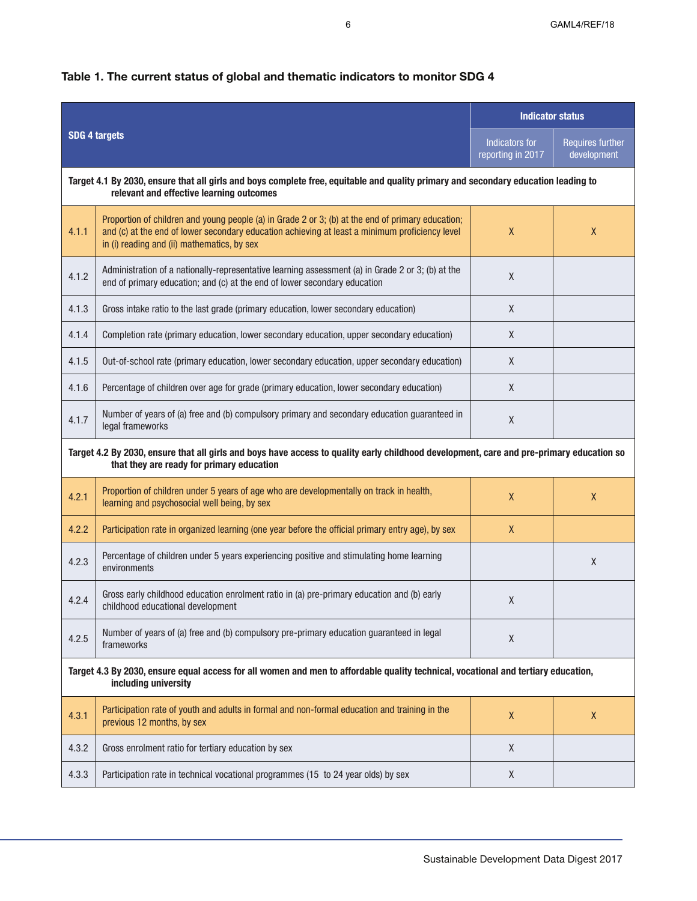**Table 1. The current status of global and thematic indicators to monitor SDG 4**

| SDG 4 targets | | Indicator status | |
|---|---|---|---|
| | | Indicators for reporting in 2017 | Requires further development |
| **Target 4.1 By 2030, ensure that all girls and boys complete free, equitable and quality primary and secondary education leading to relevant and effective learning outcomes** | | | |
| 4.1.1 | Proportion of children and young people (a) in Grade 2 or 3; (b) at the end of primary education; and (c) at the end of lower secondary education achieving at least a minimum proficiency level in (i) reading and (ii) mathematics, by sex | X | X |
| 4.1.2 | Administration of a nationally-representative learning assessment (a) in Grade 2 or 3; (b) at the end of primary education; and (c) at the end of lower secondary education | X | |
| 4.1.3 | Gross intake ratio to the last grade (primary education, lower secondary education) | X | |
| 4.1.4 | Completion rate (primary education, lower secondary education, upper secondary education) | X | |
| 4.1.5 | Out-of-school rate (primary education, lower secondary education, upper secondary education) | X | |
| 4.1.6 | Percentage of children over age for grade (primary education, lower secondary education) | X | |
| 4.1.7 | Number of years of (a) free and (b) compulsory primary and secondary education guaranteed in legal frameworks | X | |
| **Target 4.2 By 2030, ensure that all girls and boys have access to quality early childhood development, care and pre-primary education so that they are ready for primary education** | | | |
| 4.2.1 | Proportion of children under 5 years of age who are developmentally on track in health, learning and psychosocial well being, by sex | X | X |
| 4.2.2 | Participation rate in organized learning (one year before the official primary entry age), by sex | X | |
| 4.2.3 | Percentage of children under 5 years experiencing positive and stimulating home learning environments | | X |
| 4.2.4 | Gross early childhood education enrolment ratio in (a) pre-primary education and (b) early childhood educational development | X | |
| 4.2.5 | Number of years of (a) free and (b) compulsory pre-primary education guaranteed in legal frameworks | X | |
| **Target 4.3 By 2030, ensure equal access for all women and men to affordable quality technical, vocational and tertiary education, including university** | | | |
| 4.3.1 | Participation rate of youth and adults in formal and non-formal education and training in the previous 12 months, by sex | X | X |
| 4.3.2 | Gross enrolment ratio for tertiary education by sex | X | |
| 4.3.3 | Participation rate in technical vocational programmes (15 to 24 year olds) by sex | X | |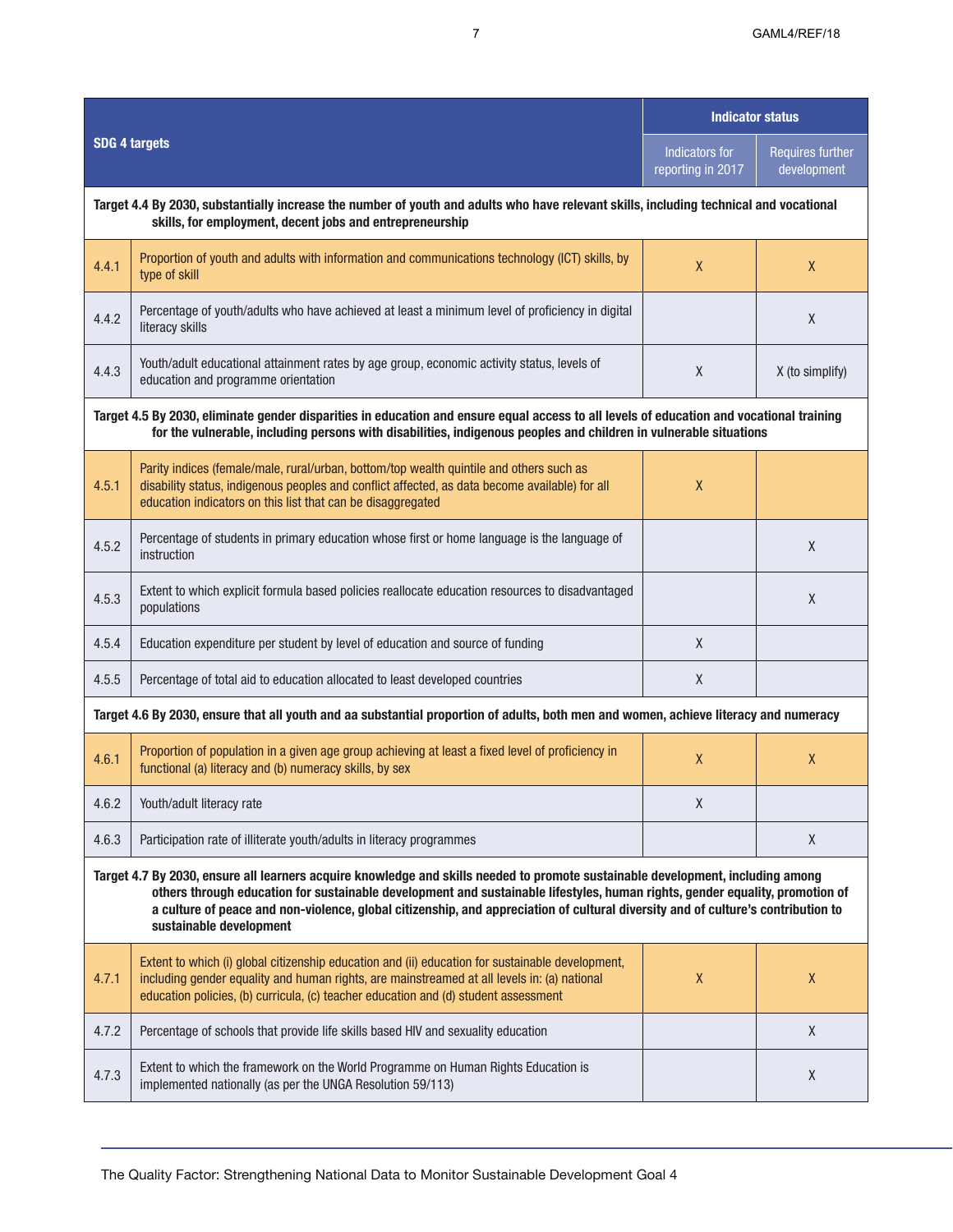| SDG 4 targets | | Indicator status | |
|---|---|---|---|
| | | Indicators for reporting in 2017 | Requires further development |
| **Target 4.4 By 2030, substantially increase the number of youth and adults who have relevant skills, including technical and vocational skills, for employment, decent jobs and entrepreneurship** | | | |
| 4.4.1 | Proportion of youth and adults with information and communications technology (ICT) skills, by type of skill | X | X |
| 4.4.2 | Percentage of youth/adults who have achieved at least a minimum level of proficiency in digital literacy skills | | X |
| 4.4.3 | Youth/adult educational attainment rates by age group, economic activity status, levels of education and programme orientation | X | X (to simplify) |
| **Target 4.5 By 2030, eliminate gender disparities in education and ensure equal access to all levels of education and vocational training for the vulnerable, including persons with disabilities, indigenous peoples and children in vulnerable situations** | | | |
| 4.5.1 | Parity indices (female/male, rural/urban, bottom/top wealth quintile and others such as disability status, indigenous peoples and conflict affected, as data become available) for all education indicators on this list that can be disaggregated | X | |
| 4.5.2 | Percentage of students in primary education whose first or home language is the language of instruction | | X |
| 4.5.3 | Extent to which explicit formula based policies reallocate education resources to disadvantaged populations | | X |
| 4.5.4 | Education expenditure per student by level of education and source of funding | X | |
| 4.5.5 | Percentage of total aid to education allocated to least developed countries | X | |
| **Target 4.6 By 2030, ensure that all youth and aa substantial proportion of adults, both men and women, achieve literacy and numeracy** | | | |
| 4.6.1 | Proportion of population in a given age group achieving at least a fixed level of proficiency in functional (a) literacy and (b) numeracy skills, by sex | X | X |
| 4.6.2 | Youth/adult literacy rate | X | |
| 4.6.3 | Participation rate of illiterate youth/adults in literacy programmes | | X |
| **Target 4.7 By 2030, ensure all learners acquire knowledge and skills needed to promote sustainable development, including among others through education for sustainable development and sustainable lifestyles, human rights, gender equality, promotion of a culture of peace and non-violence, global citizenship, and appreciation of cultural diversity and of culture's contribution to sustainable development** | | | |
| 4.7.1 | Extent to which (i) global citizenship education and (ii) education for sustainable development, including gender equality and human rights, are mainstreamed at all levels in: (a) national education policies, (b) curricula, (c) teacher education and (d) student assessment | X | X |
| 4.7.2 | Percentage of schools that provide life skills based HIV and sexuality education | | X |
| 4.7.3 | Extent to which the framework on the World Programme on Human Rights Education is implemented nationally (as per the UNGA Resolution 59/113) | | X |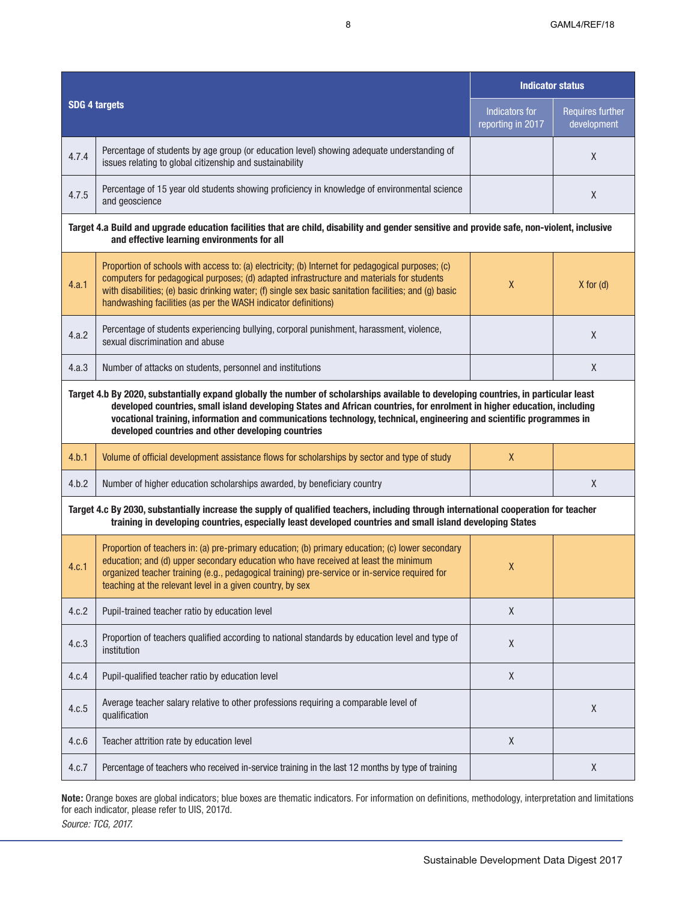| SDG 4 targets | | Indicator status | |
|---|---|---|---|
| | | Indicators for reporting in 2017 | Requires further development |
| 4.7.4 | Percentage of students by age group (or education level) showing adequate understanding of issues relating to global citizenship and sustainability | | X |
| 4.7.5 | Percentage of 15 year old students showing proficiency in knowledge of environmental science and geoscience | | X |
| **Target 4.a Build and upgrade education facilities that are child, disability and gender sensitive and provide safe, non-violent, inclusive and effective learning environments for all** | | | |
| 4.a.1 | Proportion of schools with access to: (a) electricity; (b) Internet for pedagogical purposes; (c) computers for pedagogical purposes; (d) adapted infrastructure and materials for students with disabilities; (e) basic drinking water; (f) single sex basic sanitation facilities; and (g) basic handwashing facilities (as per the WASH indicator definitions) | X | X for (d) |
| 4.a.2 | Percentage of students experiencing bullying, corporal punishment, harassment, violence, sexual discrimination and abuse | | X |
| 4.a.3 | Number of attacks on students, personnel and institutions | | X |
| **Target 4.b By 2020, substantially expand globally the number of scholarships available to developing countries, in particular least developed countries, small island developing States and African countries, for enrolment in higher education, including vocational training, information and communications technology, technical, engineering and scientific programmes in developed countries and other developing countries** | | | |
| 4.b.1 | Volume of official development assistance flows for scholarships by sector and type of study | X | |
| 4.b.2 | Number of higher education scholarships awarded, by beneficiary country | | X |
| **Target 4.c By 2030, substantially increase the supply of qualified teachers, including through international cooperation for teacher training in developing countries, especially least developed countries and small island developing States** | | | |
| 4.c.1 | Proportion of teachers in: (a) pre-primary education; (b) primary education; (c) lower secondary education; and (d) upper secondary education who have received at least the minimum organized teacher training (e.g., pedagogical training) pre-service or in-service required for teaching at the relevant level in a given country, by sex | X | |
| 4.c.2 | Pupil-trained teacher ratio by education level | X | |
| 4.c.3 | Proportion of teachers qualified according to national standards by education level and type of institution | X | |
| 4.c.4 | Pupil-qualified teacher ratio by education level | X | |
| 4.c.5 | Average teacher salary relative to other professions requiring a comparable level of qualification | | X |
| 4.c.6 | Teacher attrition rate by education level | X | |
| 4.c.7 | Percentage of teachers who received in-service training in the last 12 months by type of training | | X |

**Note:** Orange boxes are global indicators; blue boxes are thematic indicators. For information on definitions, methodology, interpretation and limitations for each indicator, please refer to UIS, 2017d.

*Source: TCG, 2017.*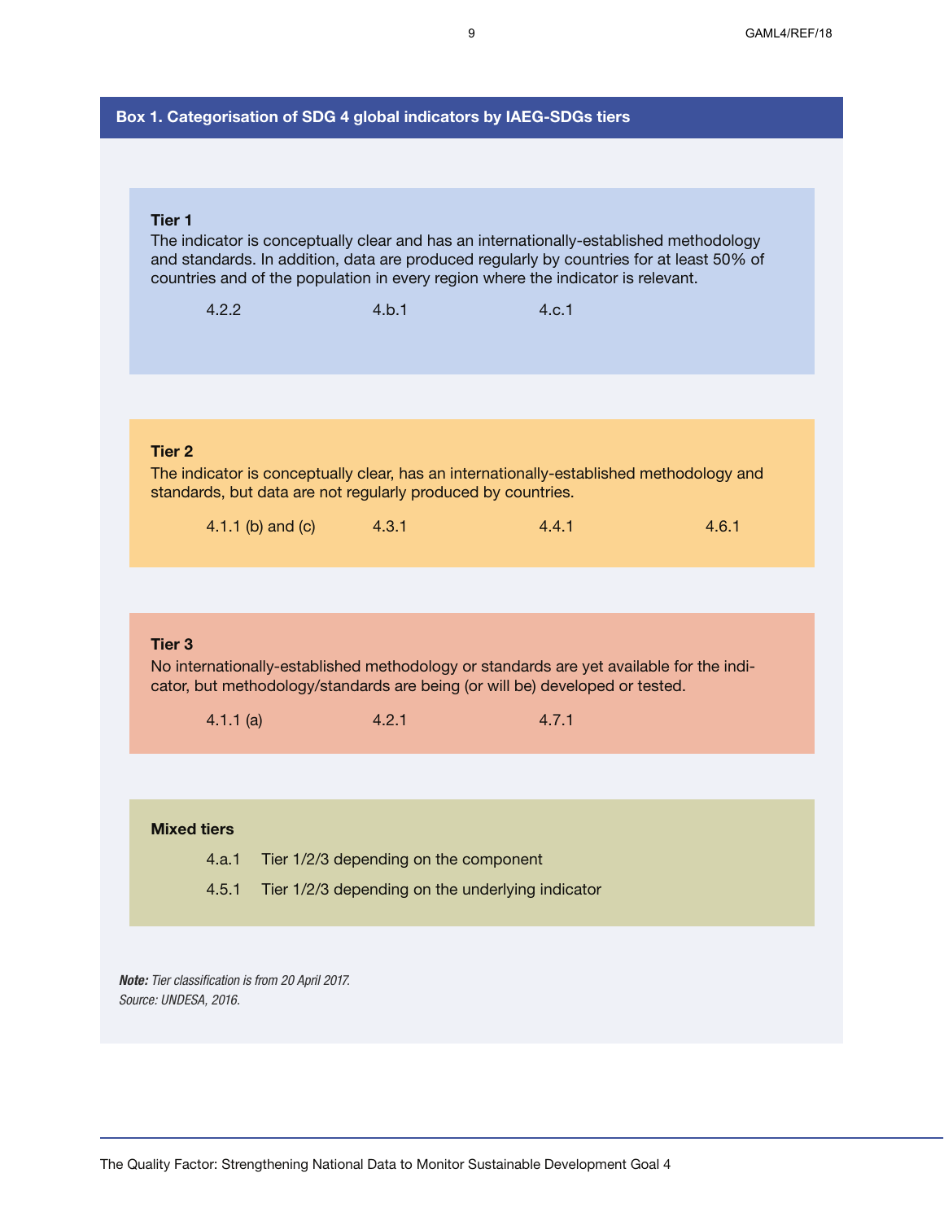## Box 1. Categorisation of SDG 4 global indicators by IAEG-SDGs tiers

**Tier 1**

The indicator is conceptually clear and has an internationally-established methodology and standards. In addition, data are produced regularly by countries for at least 50% of countries and of the population in every region where the indicator is relevant.

4.2.2 4.b.1 4.c.1

**Tier 2**

The indicator is conceptually clear, has an internationally-established methodology and standards, but data are not regularly produced by countries.

4.1.1 (b) and (c) 4.3.1 4.4.1 4.6.1

**Tier 3**

No internationally-established methodology or standards are yet available for the indicator, but methodology/standards are being (or will be) developed or tested.

4.1.1 (a) 4.2.1 4.7.1

**Mixed tiers**

4.a.1 Tier 1/2/3 depending on the component

4.5.1 Tier 1/2/3 depending on the underlying indicator

***Note:*** *Tier classification is from 20 April 2017.*
*Source: UNDESA, 2016.*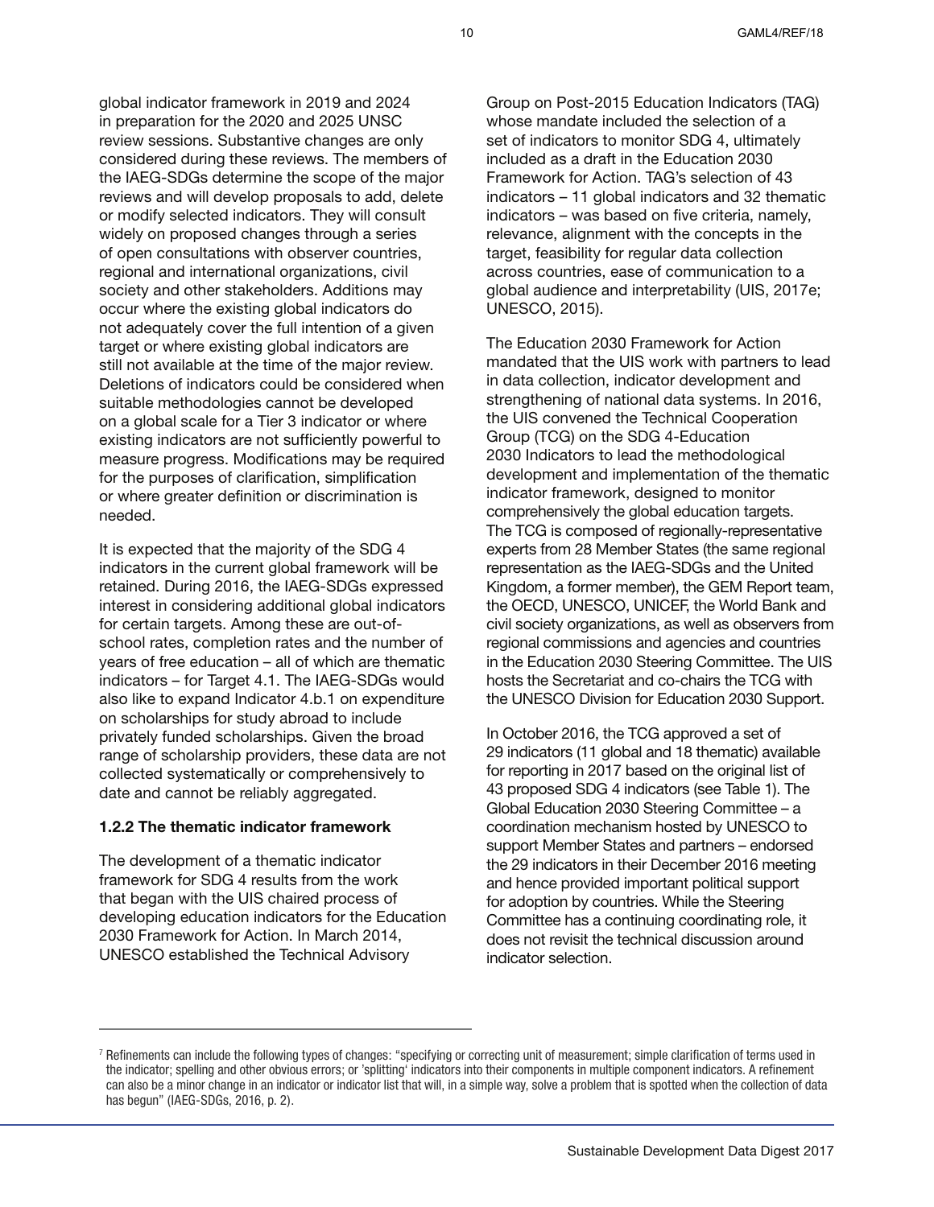global indicator framework in 2019 and 2024 in preparation for the 2020 and 2025 UNSC review sessions. Substantive changes are only considered during these reviews. The members of the IAEG-SDGs determine the scope of the major reviews and will develop proposals to add, delete or modify selected indicators. They will consult widely on proposed changes through a series of open consultations with observer countries, regional and international organizations, civil society and other stakeholders. Additions may occur where the existing global indicators do not adequately cover the full intention of a given target or where existing global indicators are still not available at the time of the major review. Deletions of indicators could be considered when suitable methodologies cannot be developed on a global scale for a Tier 3 indicator or where existing indicators are not sufficiently powerful to measure progress. Modifications may be required for the purposes of clarification, simplification or where greater definition or discrimination is needed.

It is expected that the majority of the SDG 4 indicators in the current global framework will be retained. During 2016, the IAEG-SDGs expressed interest in considering additional global indicators for certain targets. Among these are out-of-school rates, completion rates and the number of years of free education – all of which are thematic indicators – for Target 4.1. The IAEG-SDGs would also like to expand Indicator 4.b.1 on expenditure on scholarships for study abroad to include privately funded scholarships. Given the broad range of scholarship providers, these data are not collected systematically or comprehensively to date and cannot be reliably aggregated.

### 1.2.2 The thematic indicator framework

The development of a thematic indicator framework for SDG 4 results from the work that began with the UIS chaired process of developing education indicators for the Education 2030 Framework for Action. In March 2014, UNESCO established the Technical Advisory Group on Post-2015 Education Indicators (TAG) whose mandate included the selection of a set of indicators to monitor SDG 4, ultimately included as a draft in the Education 2030 Framework for Action. TAG's selection of 43 indicators – 11 global indicators and 32 thematic indicators – was based on five criteria, namely, relevance, alignment with the concepts in the target, feasibility for regular data collection across countries, ease of communication to a global audience and interpretability (UIS, 2017e; UNESCO, 2015).

The Education 2030 Framework for Action mandated that the UIS work with partners to lead in data collection, indicator development and strengthening of national data systems. In 2016, the UIS convened the Technical Cooperation Group (TCG) on the SDG 4-Education 2030 Indicators to lead the methodological development and implementation of the thematic indicator framework, designed to monitor comprehensively the global education targets. The TCG is composed of regionally-representative experts from 28 Member States (the same regional representation as the IAEG-SDGs and the United Kingdom, a former member), the GEM Report team, the OECD, UNESCO, UNICEF, the World Bank and civil society organizations, as well as observers from regional commissions and agencies and countries in the Education 2030 Steering Committee. The UIS hosts the Secretariat and co-chairs the TCG with the UNESCO Division for Education 2030 Support.

In October 2016, the TCG approved a set of 29 indicators (11 global and 18 thematic) available for reporting in 2017 based on the original list of 43 proposed SDG 4 indicators (see Table 1). The Global Education 2030 Steering Committee – a coordination mechanism hosted by UNESCO to support Member States and partners – endorsed the 29 indicators in their December 2016 meeting and hence provided important political support for adoption by countries. While the Steering Committee has a continuing coordinating role, it does not revisit the technical discussion around indicator selection.

---

[7] Refinements can include the following types of changes: "specifying or correcting unit of measurement; simple clarification of terms used in the indicator; spelling and other obvious errors; or 'splitting' indicators into their components in multiple component indicators. A refinement can also be a minor change in an indicator or indicator list that will, in a simple way, solve a problem that is spotted when the collection of data has begun" (IAEG-SDGs, 2016, p. 2).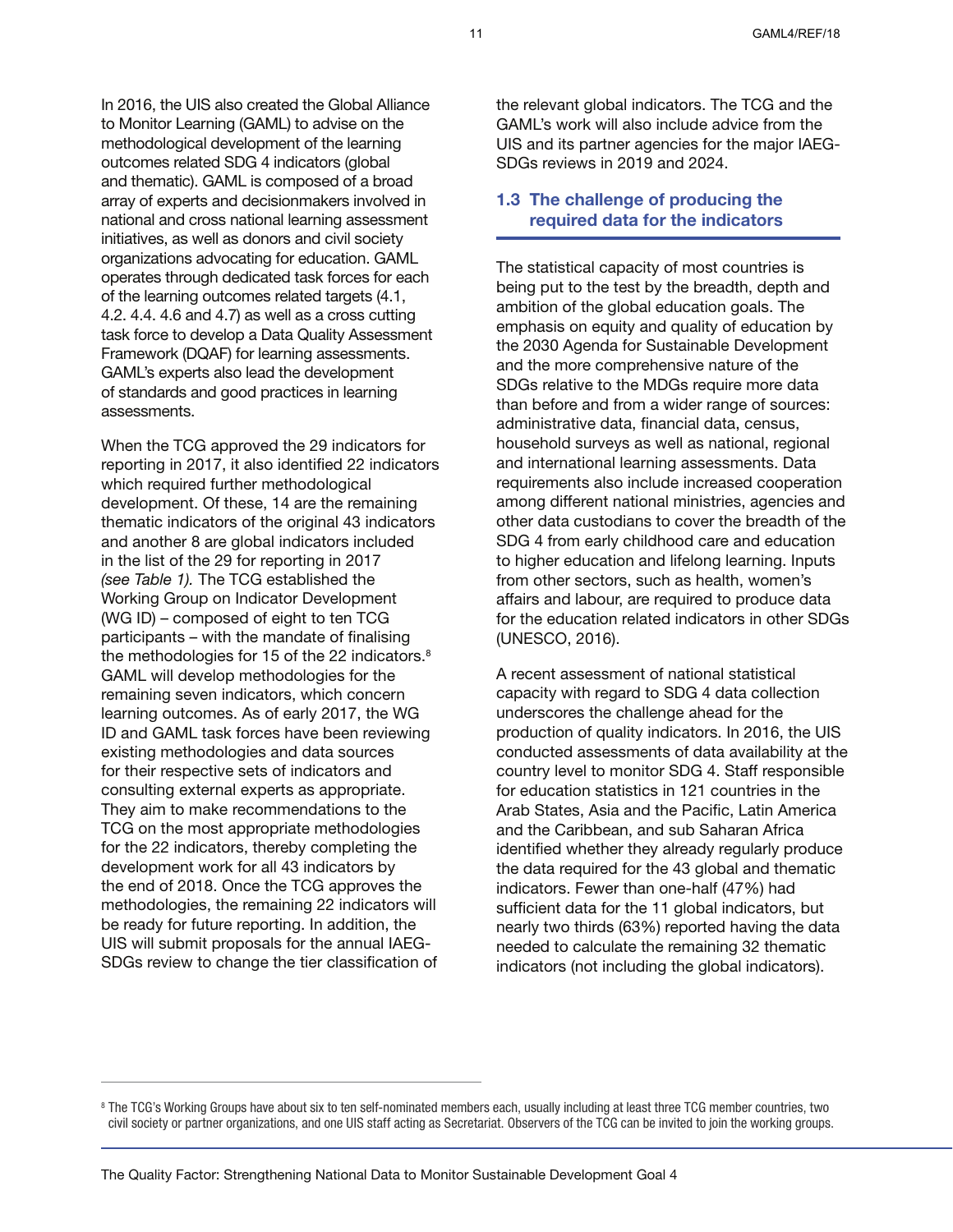In 2016, the UIS also created the Global Alliance to Monitor Learning (GAML) to advise on the methodological development of the learning outcomes related SDG 4 indicators (global and thematic). GAML is composed of a broad array of experts and decisionmakers involved in national and cross national learning assessment initiatives, as well as donors and civil society organizations advocating for education. GAML operates through dedicated task forces for each of the learning outcomes related targets (4.1, 4.2. 4.4. 4.6 and 4.7) as well as a cross cutting task force to develop a Data Quality Assessment Framework (DQAF) for learning assessments. GAML's experts also lead the development of standards and good practices in learning assessments.

When the TCG approved the 29 indicators for reporting in 2017, it also identified 22 indicators which required further methodological development. Of these, 14 are the remaining thematic indicators of the original 43 indicators and another 8 are global indicators included in the list of the 29 for reporting in 2017 *(see Table 1).* The TCG established the Working Group on Indicator Development (WG ID) – composed of eight to ten TCG participants – with the mandate of finalising the methodologies for 15 of the 22 indicators.[8] GAML will develop methodologies for the remaining seven indicators, which concern learning outcomes. As of early 2017, the WG ID and GAML task forces have been reviewing existing methodologies and data sources for their respective sets of indicators and consulting external experts as appropriate. They aim to make recommendations to the TCG on the most appropriate methodologies for the 22 indicators, thereby completing the development work for all 43 indicators by the end of 2018. Once the TCG approves the methodologies, the remaining 22 indicators will be ready for future reporting. In addition, the UIS will submit proposals for the annual IAEG-SDGs review to change the tier classification of the relevant global indicators. The TCG and the GAML's work will also include advice from the UIS and its partner agencies for the major IAEG-SDGs reviews in 2019 and 2024.

## 1.3 The challenge of producing the required data for the indicators

The statistical capacity of most countries is being put to the test by the breadth, depth and ambition of the global education goals. The emphasis on equity and quality of education by the 2030 Agenda for Sustainable Development and the more comprehensive nature of the SDGs relative to the MDGs require more data than before and from a wider range of sources: administrative data, financial data, census, household surveys as well as national, regional and international learning assessments. Data requirements also include increased cooperation among different national ministries, agencies and other data custodians to cover the breadth of the SDG 4 from early childhood care and education to higher education and lifelong learning. Inputs from other sectors, such as health, women's affairs and labour, are required to produce data for the education related indicators in other SDGs (UNESCO, 2016).

A recent assessment of national statistical capacity with regard to SDG 4 data collection underscores the challenge ahead for the production of quality indicators. In 2016, the UIS conducted assessments of data availability at the country level to monitor SDG 4. Staff responsible for education statistics in 121 countries in the Arab States, Asia and the Pacific, Latin America and the Caribbean, and sub Saharan Africa identified whether they already regularly produce the data required for the 43 global and thematic indicators. Fewer than one-half (47%) had sufficient data for the 11 global indicators, but nearly two thirds (63%) reported having the data needed to calculate the remaining 32 thematic indicators (not including the global indicators).

---

[8] The TCG's Working Groups have about six to ten self-nominated members each, usually including at least three TCG member countries, two civil society or partner organizations, and one UIS staff acting as Secretariat. Observers of the TCG can be invited to join the working groups.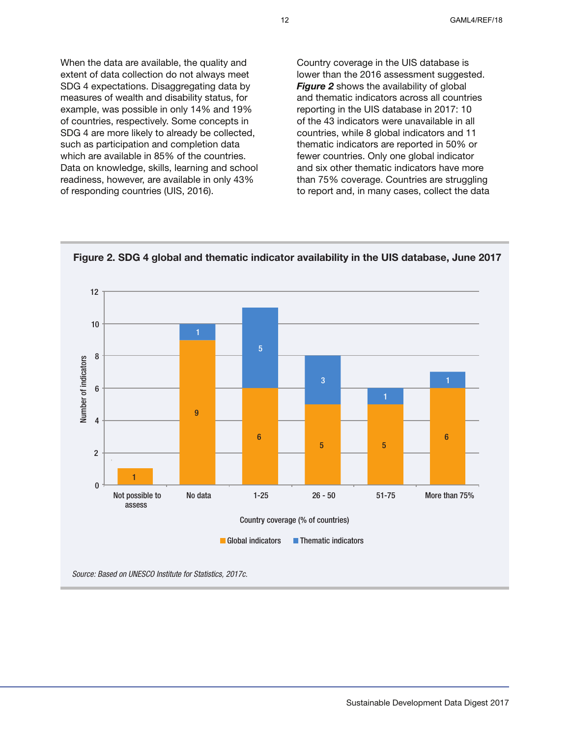When the data are available, the quality and extent of data collection do not always meet SDG 4 expectations. Disaggregating data by measures of wealth and disability status, for example, was possible in only 14% and 19% of countries, respectively. Some concepts in SDG 4 are more likely to already be collected, such as participation and completion data which are available in 85% of the countries. Data on knowledge, skills, learning and school readiness, however, are available in only 43% of responding countries (UIS, 2016).

Country coverage in the UIS database is lower than the 2016 assessment suggested. ***Figure 2*** shows the availability of global and thematic indicators across all countries reporting in the UIS database in 2017: 10 of the 43 indicators were unavailable in all countries, while 8 global indicators and 11 thematic indicators are reported in 50% or fewer countries. Only one global indicator and six other thematic indicators have more than 75% coverage. Countries are struggling to report and, in many cases, collect the data

**Figure 2. SDG 4 global and thematic indicator availability in the UIS database, June 2017**

| Country coverage (% of countries) | Global indicators | Thematic indicators |
|---|---|---|
| Not possible to assess | 1 | |
| No data | 9 | 1 |
| 1-25 | 6 | 5 |
| 26 - 50 | 5 | 3 |
| 51-75 | 5 | 1 |
| More than 75% | 6 | 1 |

*Source: Based on UNESCO Institute for Statistics, 2017c.*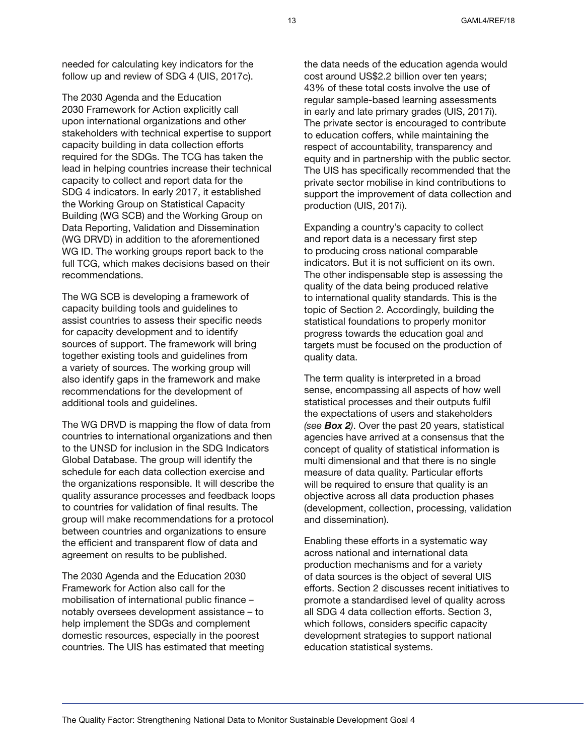needed for calculating key indicators for the follow up and review of SDG 4 (UIS, 2017c).

The 2030 Agenda and the Education 2030 Framework for Action explicitly call upon international organizations and other stakeholders with technical expertise to support capacity building in data collection efforts required for the SDGs. The TCG has taken the lead in helping countries increase their technical capacity to collect and report data for the SDG 4 indicators. In early 2017, it established the Working Group on Statistical Capacity Building (WG SCB) and the Working Group on Data Reporting, Validation and Dissemination (WG DRVD) in addition to the aforementioned WG ID. The working groups report back to the full TCG, which makes decisions based on their recommendations.

The WG SCB is developing a framework of capacity building tools and guidelines to assist countries to assess their specific needs for capacity development and to identify sources of support. The framework will bring together existing tools and guidelines from a variety of sources. The working group will also identify gaps in the framework and make recommendations for the development of additional tools and guidelines.

The WG DRVD is mapping the flow of data from countries to international organizations and then to the UNSD for inclusion in the SDG Indicators Global Database. The group will identify the schedule for each data collection exercise and the organizations responsible. It will describe the quality assurance processes and feedback loops to countries for validation of final results. The group will make recommendations for a protocol between countries and organizations to ensure the efficient and transparent flow of data and agreement on results to be published.

The 2030 Agenda and the Education 2030 Framework for Action also call for the mobilisation of international public finance – notably oversees development assistance – to help implement the SDGs and complement domestic resources, especially in the poorest countries. The UIS has estimated that meeting the data needs of the education agenda would cost around US$2.2 billion over ten years; 43% of these total costs involve the use of regular sample-based learning assessments in early and late primary grades (UIS, 2017i). The private sector is encouraged to contribute to education coffers, while maintaining the respect of accountability, transparency and equity and in partnership with the public sector. The UIS has specifically recommended that the private sector mobilise in kind contributions to support the improvement of data collection and production (UIS, 2017i).

Expanding a country's capacity to collect and report data is a necessary first step to producing cross national comparable indicators. But it is not sufficient on its own. The other indispensable step is assessing the quality of the data being produced relative to international quality standards. This is the topic of Section 2. Accordingly, building the statistical foundations to properly monitor progress towards the education goal and targets must be focused on the production of quality data.

The term quality is interpreted in a broad sense, encompassing all aspects of how well statistical processes and their outputs fulfil the expectations of users and stakeholders *(see **Box 2**)*. Over the past 20 years, statistical agencies have arrived at a consensus that the concept of quality of statistical information is multi dimensional and that there is no single measure of data quality. Particular efforts will be required to ensure that quality is an objective across all data production phases (development, collection, processing, validation and dissemination).

Enabling these efforts in a systematic way across national and international data production mechanisms and for a variety of data sources is the object of several UIS efforts. Section 2 discusses recent initiatives to promote a standardised level of quality across all SDG 4 data collection efforts. Section 3, which follows, considers specific capacity development strategies to support national education statistical systems.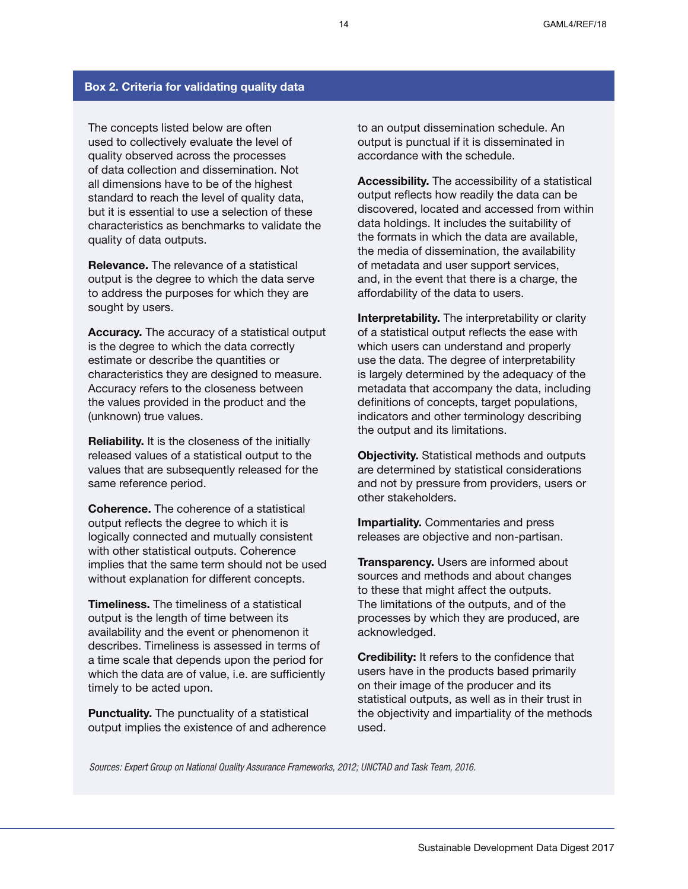### Box 2. Criteria for validating quality data

The concepts listed below are often used to collectively evaluate the level of quality observed across the processes of data collection and dissemination. Not all dimensions have to be of the highest standard to reach the level of quality data, but it is essential to use a selection of these characteristics as benchmarks to validate the quality of data outputs.

**Relevance.** The relevance of a statistical output is the degree to which the data serve to address the purposes for which they are sought by users.

**Accuracy.** The accuracy of a statistical output is the degree to which the data correctly estimate or describe the quantities or characteristics they are designed to measure. Accuracy refers to the closeness between the values provided in the product and the (unknown) true values.

**Reliability.** It is the closeness of the initially released values of a statistical output to the values that are subsequently released for the same reference period.

**Coherence.** The coherence of a statistical output reflects the degree to which it is logically connected and mutually consistent with other statistical outputs. Coherence implies that the same term should not be used without explanation for different concepts.

**Timeliness.** The timeliness of a statistical output is the length of time between its availability and the event or phenomenon it describes. Timeliness is assessed in terms of a time scale that depends upon the period for which the data are of value, i.e. are sufficiently timely to be acted upon.

**Punctuality.** The punctuality of a statistical output implies the existence of and adherence to an output dissemination schedule. An output is punctual if it is disseminated in accordance with the schedule.

**Accessibility.** The accessibility of a statistical output reflects how readily the data can be discovered, located and accessed from within data holdings. It includes the suitability of the formats in which the data are available, the media of dissemination, the availability of metadata and user support services, and, in the event that there is a charge, the affordability of the data to users.

**Interpretability.** The interpretability or clarity of a statistical output reflects the ease with which users can understand and properly use the data. The degree of interpretability is largely determined by the adequacy of the metadata that accompany the data, including definitions of concepts, target populations, indicators and other terminology describing the output and its limitations.

**Objectivity.** Statistical methods and outputs are determined by statistical considerations and not by pressure from providers, users or other stakeholders.

**Impartiality.** Commentaries and press releases are objective and non-partisan.

**Transparency.** Users are informed about sources and methods and about changes to these that might affect the outputs. The limitations of the outputs, and of the processes by which they are produced, are acknowledged.

**Credibility:** It refers to the confidence that users have in the products based primarily on their image of the producer and its statistical outputs, as well as in their trust in the objectivity and impartiality of the methods used.

*Sources: Expert Group on National Quality Assurance Frameworks, 2012; UNCTAD and Task Team, 2016.*